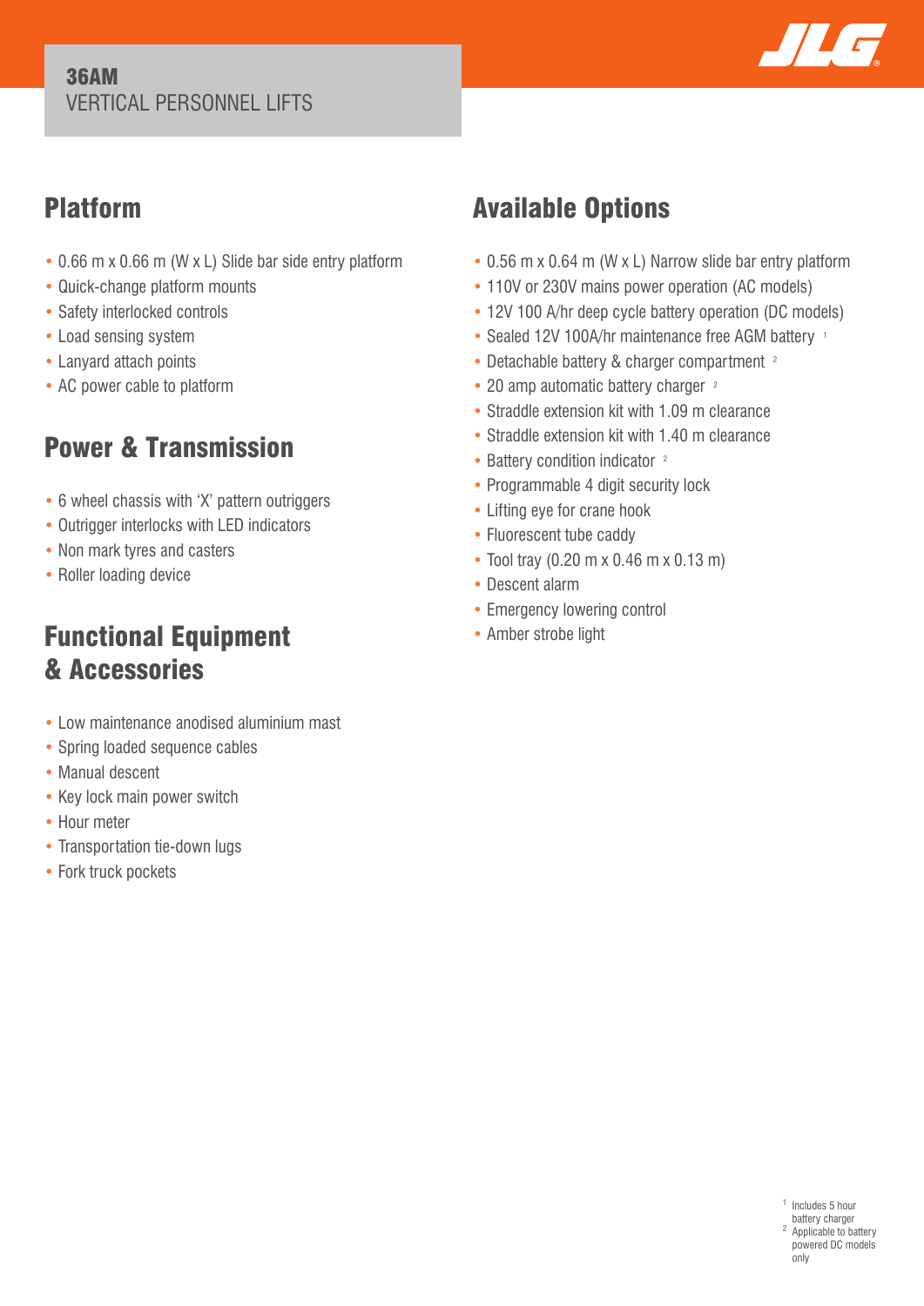**36AM**
VERTICAL PERSONNEL LIFTS

## Platform

- 0.66 m x 0.66 m (W x L) Slide bar side entry platform
- Quick-change platform mounts
- Safety interlocked controls
- Load sensing system
- Lanyard attach points
- AC power cable to platform

## Power & Transmission

- 6 wheel chassis with 'X' pattern outriggers
- Outrigger interlocks with LED indicators
- Non mark tyres and casters
- Roller loading device

## Functional Equipment & Accessories

- Low maintenance anodised aluminium mast
- Spring loaded sequence cables
- Manual descent
- Key lock main power switch
- Hour meter
- Transportation tie-down lugs
- Fork truck pockets

## Available Options

- 0.56 m x 0.64 m (W x L) Narrow slide bar entry platform
- 110V or 230V mains power operation (AC models)
- 12V 100 A/hr deep cycle battery operation (DC models)
- Sealed 12V 100A/hr maintenance free AGM battery [1]
- Detachable battery & charger compartment [2]
- 20 amp automatic battery charger [2]
- Straddle extension kit with 1.09 m clearance
- Straddle extension kit with 1.40 m clearance
- Battery condition indicator [2]
- Programmable 4 digit security lock
- Lifting eye for crane hook
- Fluorescent tube caddy
- Tool tray (0.20 m x 0.46 m x 0.13 m)
- Descent alarm
- Emergency lowering control
- Amber strobe light

[1] Includes 5 hour battery charger
[2] Applicable to battery powered DC models only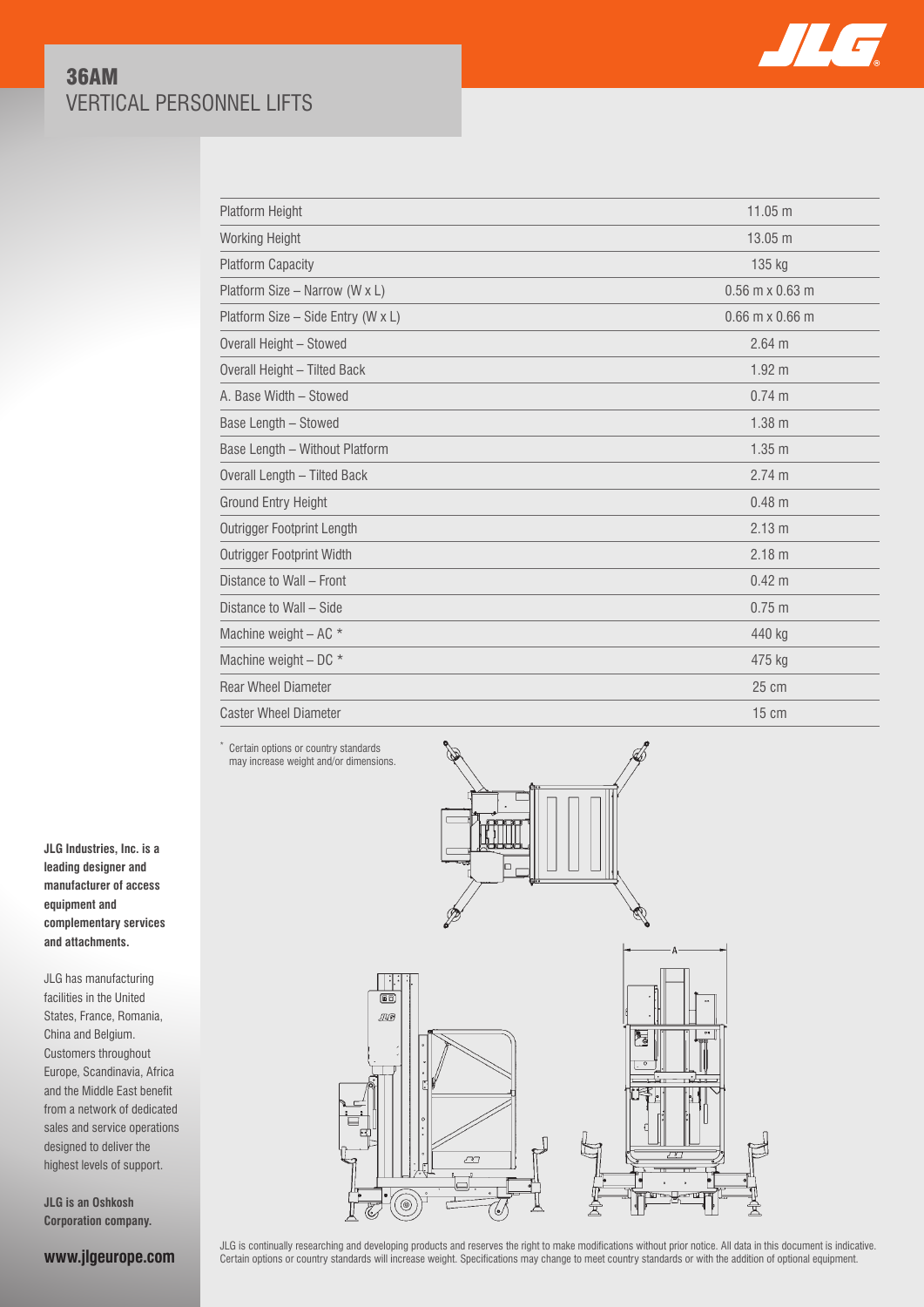# 36AM
## VERTICAL PERSONNEL LIFTS

| | |
|---|---|
| Platform Height | 11.05 m |
| Working Height | 13.05 m |
| Platform Capacity | 135 kg |
| Platform Size – Narrow (W x L) | 0.56 m x 0.63 m |
| Platform Size – Side Entry (W x L) | 0.66 m x 0.66 m |
| Overall Height – Stowed | 2.64 m |
| Overall Height – Tilted Back | 1.92 m |
| A. Base Width – Stowed | 0.74 m |
| Base Length – Stowed | 1.38 m |
| Base Length – Without Platform | 1.35 m |
| Overall Length – Tilted Back | 2.74 m |
| Ground Entry Height | 0.48 m |
| Outrigger Footprint Length | 2.13 m |
| Outrigger Footprint Width | 2.18 m |
| Distance to Wall – Front | 0.42 m |
| Distance to Wall – Side | 0.75 m |
| Machine weight – AC * | 440 kg |
| Machine weight – DC * | 475 kg |
| Rear Wheel Diameter | 25 cm |
| Caster Wheel Diameter | 15 cm |

* Certain options or country standards may increase weight and/or dimensions.

A

**JLG Industries, Inc. is a leading designer and manufacturer of access equipment and complementary services and attachments.**

JLG has manufacturing facilities in the United States, France, Romania, China and Belgium. Customers throughout Europe, Scandinavia, Africa and the Middle East benefit from a network of dedicated sales and service operations designed to deliver the highest levels of support.

**JLG is an Oshkosh Corporation company.**

**www.jlgeurope.com**

JLG is continually researching and developing products and reserves the right to make modifications without prior notice. All data in this document is indicative. Certain options or country standards will increase weight. Specifications may change to meet country standards or with the addition of optional equipment.